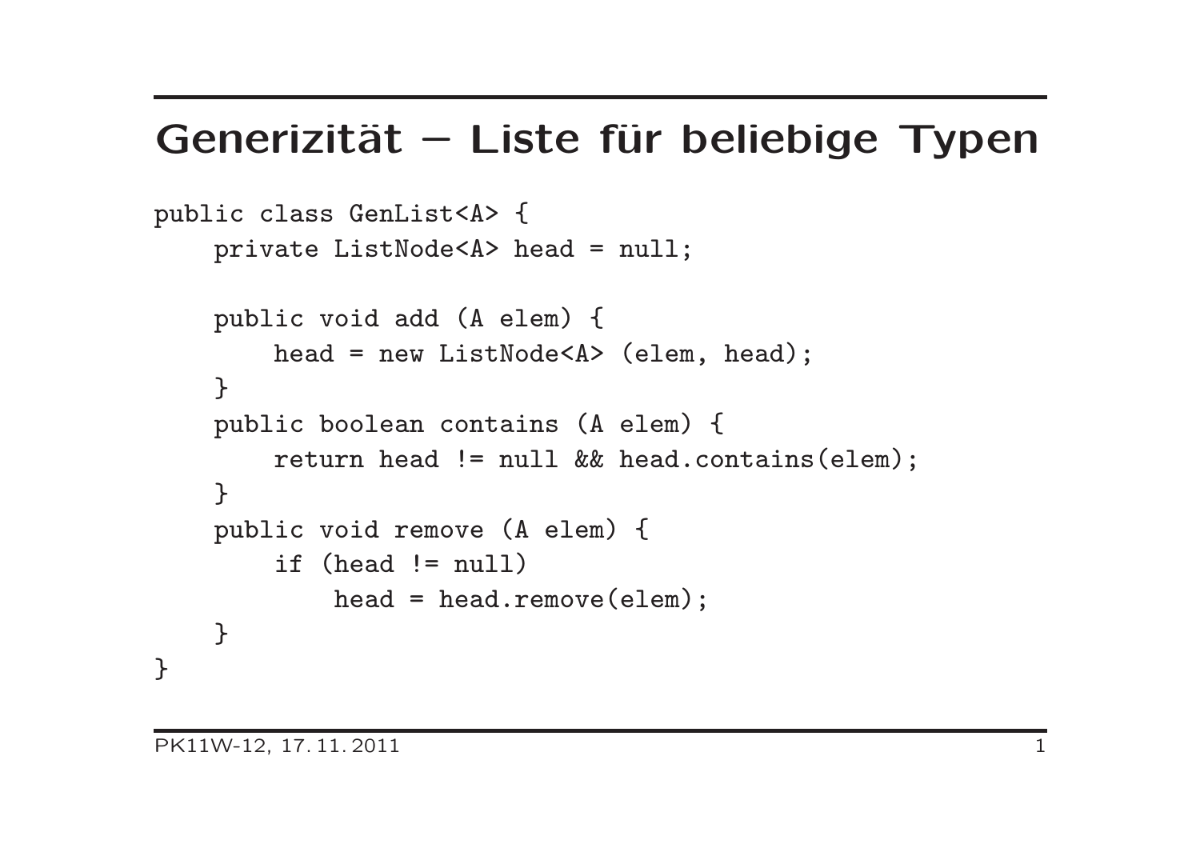# Generizität – Liste für beliebige Typen

```
public class GenList<A> {
    private ListNode<A> head = null;

    public void add (A elem) {
        head = new ListNode<A> (elem, head);
    }
    public boolean contains (A elem) {
        return head != null && head.contains(elem);
    }
    public void remove (A elem) {
        if (head != null)
            head = head.remove(elem);
    }
}
```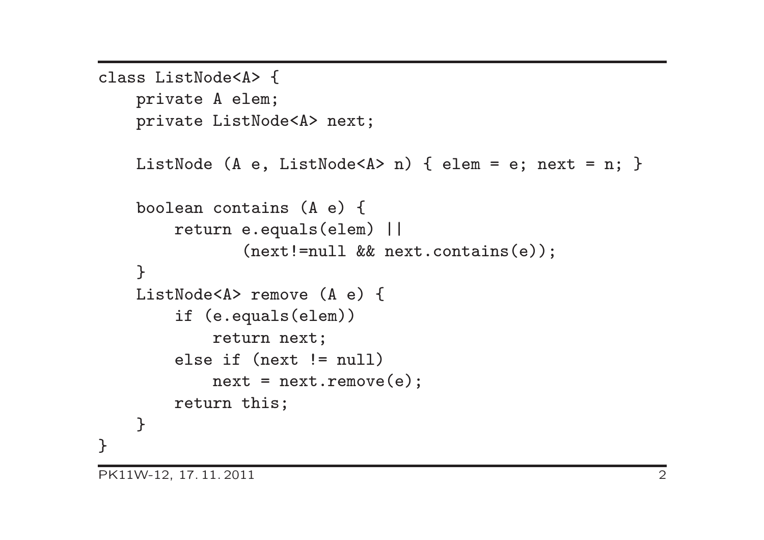```java
class ListNode<A> {
    private A elem;
    private ListNode<A> next;

    ListNode (A e, ListNode<A> n) { elem = e; next = n; }

    boolean contains (A e) {
        return e.equals(elem) ||
                (next!=null && next.contains(e));
    }
    ListNode<A> remove (A e) {
        if (e.equals(elem))
            return next;
        else if (next != null)
            next = next.remove(e);
        return this;
    }
}
```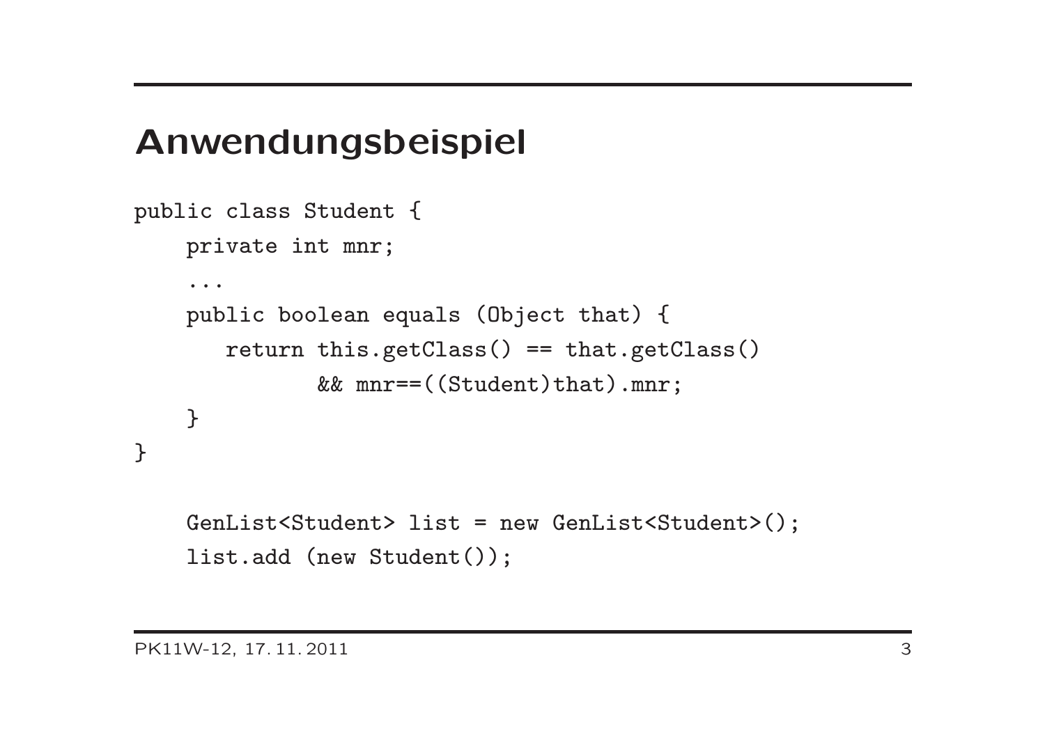# Anwendungsbeispiel

```
public class Student {
    private int mnr;
    ...
    public boolean equals (Object that) {
       return this.getClass() == that.getClass()
              && mnr==((Student)that).mnr;
    }
}

    GenList<Student> list = new GenList<Student>();
    list.add (new Student());
```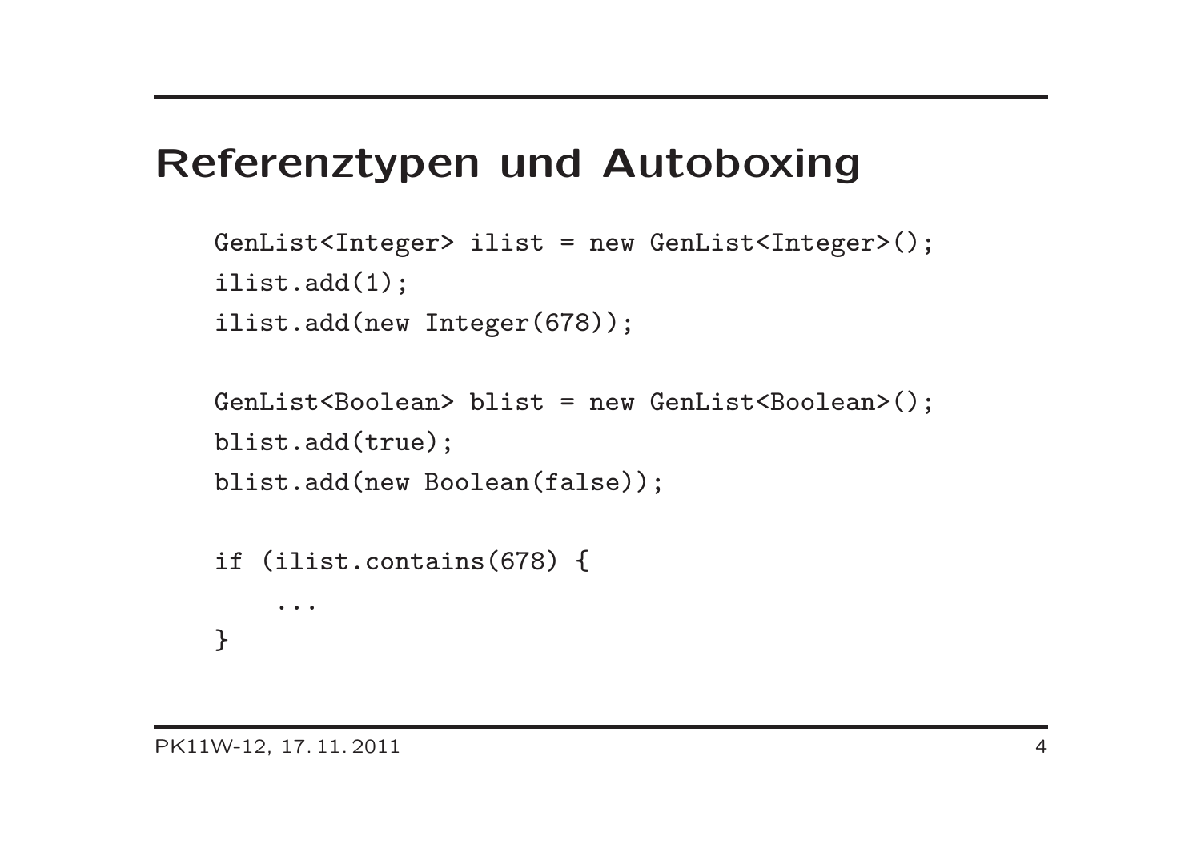# Referenztypen und Autoboxing

```
GenList<Integer> ilist = new GenList<Integer>();
ilist.add(1);
ilist.add(new Integer(678));

GenList<Boolean> blist = new GenList<Boolean>();
blist.add(true);
blist.add(new Boolean(false));

if (ilist.contains(678) {
    ...
}
```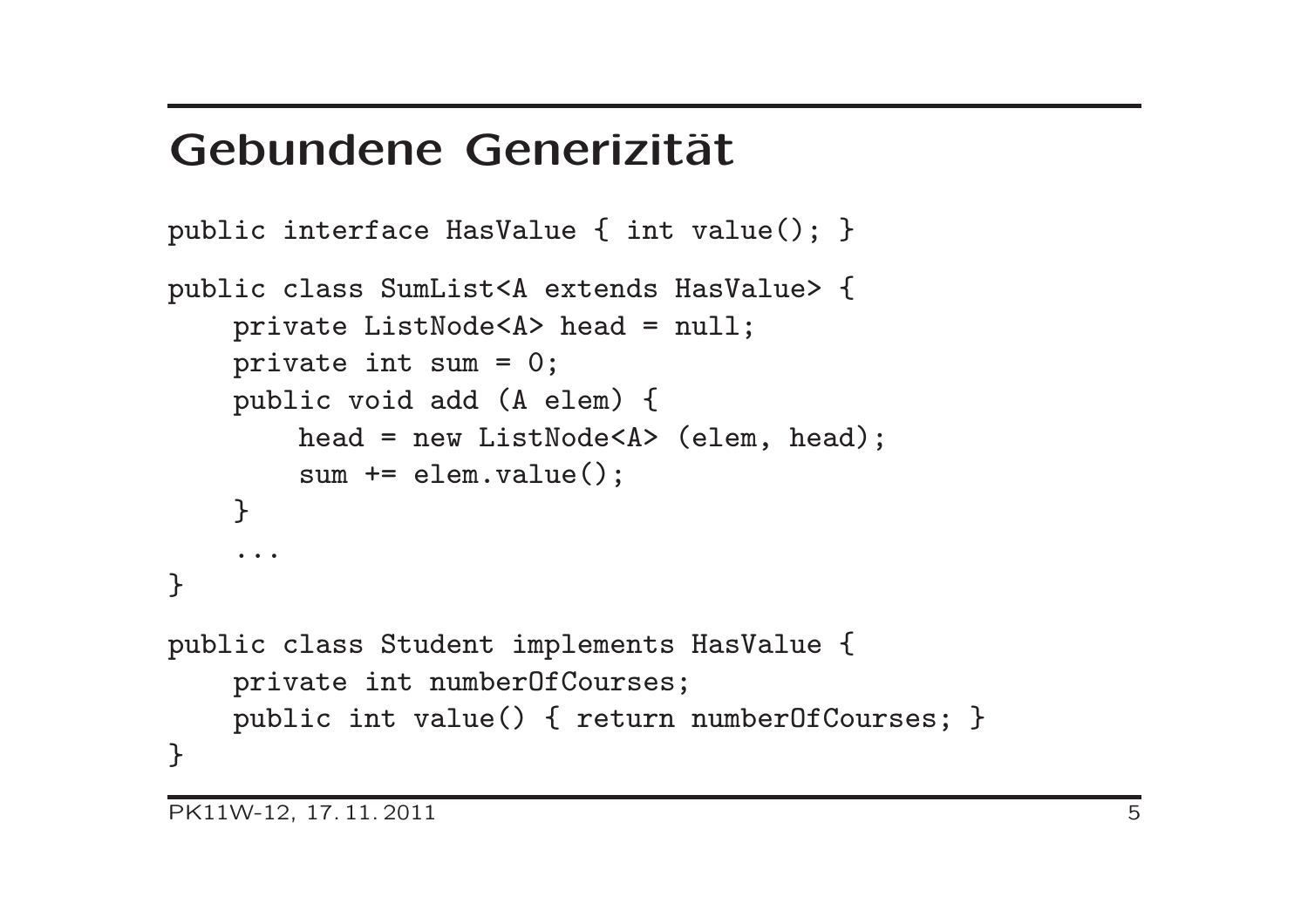# Gebundene Generizität

```
public interface HasValue { int value(); }

public class SumList<A extends HasValue> {
    private ListNode<A> head = null;
    private int sum = 0;
    public void add (A elem) {
        head = new ListNode<A> (elem, head);
        sum += elem.value();
    }
    ...
}

public class Student implements HasValue {
    private int numberOfCourses;
    public int value() { return numberOfCourses; }
}
```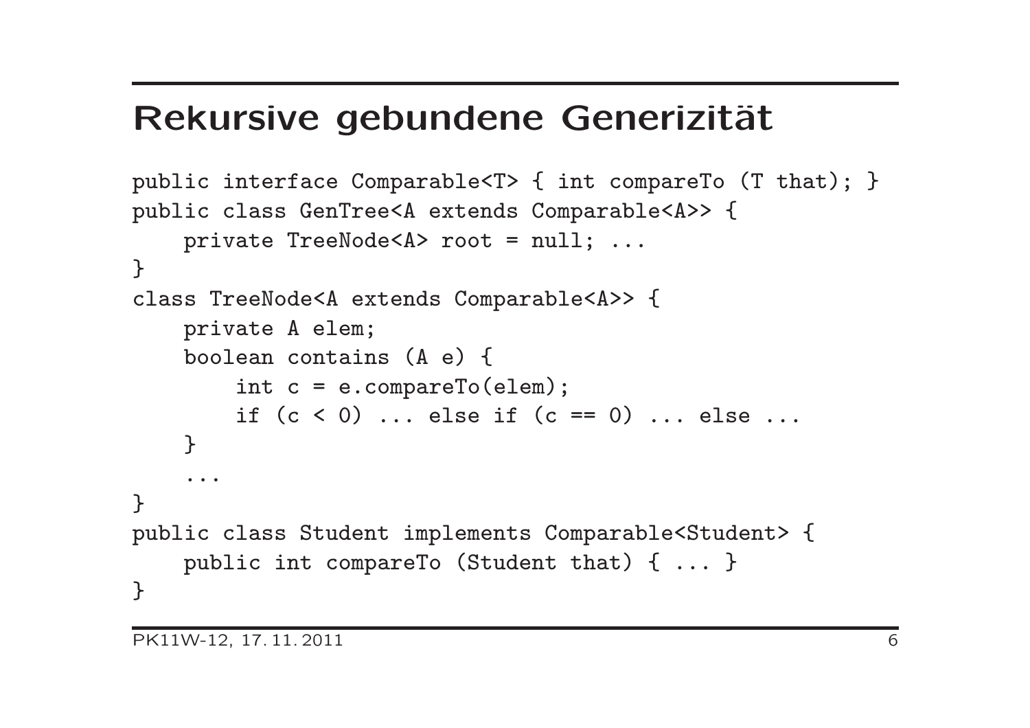# Rekursive gebundene Generizität

```
public interface Comparable<T> { int compareTo (T that); }
public class GenTree<A extends Comparable<A>> {
    private TreeNode<A> root = null; ...
}
class TreeNode<A extends Comparable<A>> {
    private A elem;
    boolean contains (A e) {
        int c = e.compareTo(elem);
        if (c < 0) ... else if (c == 0) ... else ...
    }
    ...
}
public class Student implements Comparable<Student> {
    public int compareTo (Student that) { ... }
}
```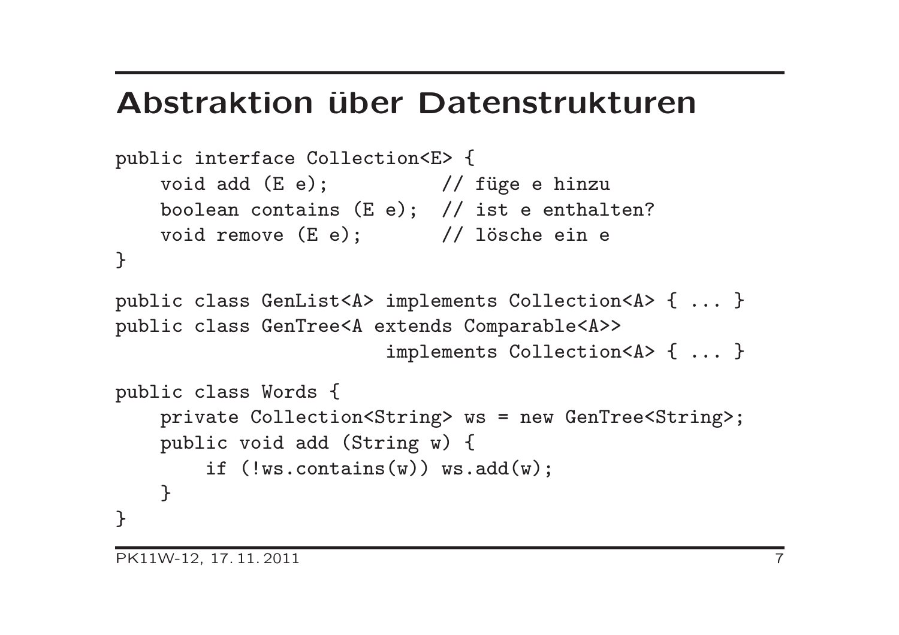# Abstraktion über Datenstrukturen

```
public interface Collection<E> {
    void add (E e);           // füge e hinzu
    boolean contains (E e);   // ist e enthalten?
    void remove (E e);        // lösche ein e
}

public class GenList<A> implements Collection<A> { ... }
public class GenTree<A extends Comparable<A>>
                        implements Collection<A> { ... }

public class Words {
    private Collection<String> ws = new GenTree<String>;
    public void add (String w) {
        if (!ws.contains(w)) ws.add(w);
    }
}
```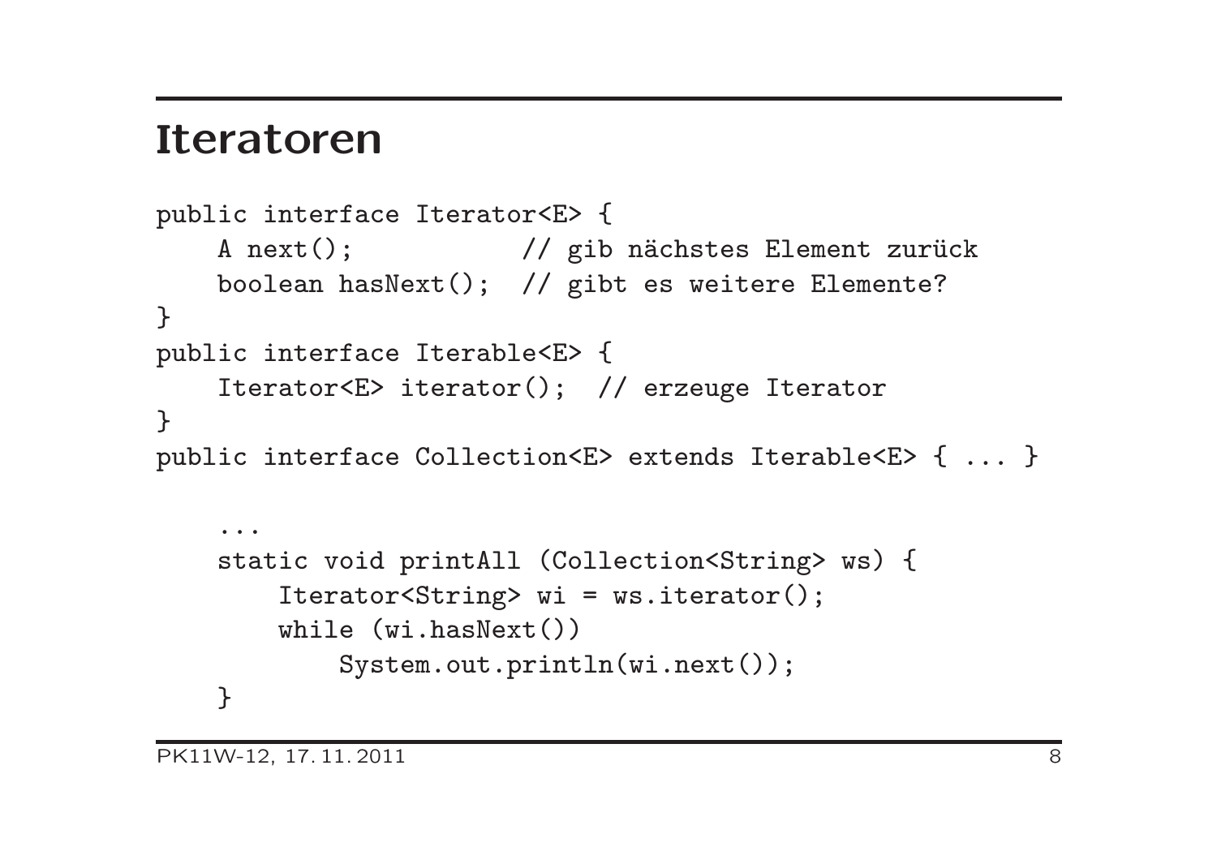# Iteratoren

```
public interface Iterator<E> {
    A next();           // gib nächstes Element zurück
    boolean hasNext();  // gibt es weitere Elemente?
}
public interface Iterable<E> {
    Iterator<E> iterator();  // erzeuge Iterator
}
public interface Collection<E> extends Iterable<E> { ... }

    ...
    static void printAll (Collection<String> ws) {
        Iterator<String> wi = ws.iterator();
        while (wi.hasNext())
            System.out.println(wi.next());
    }
```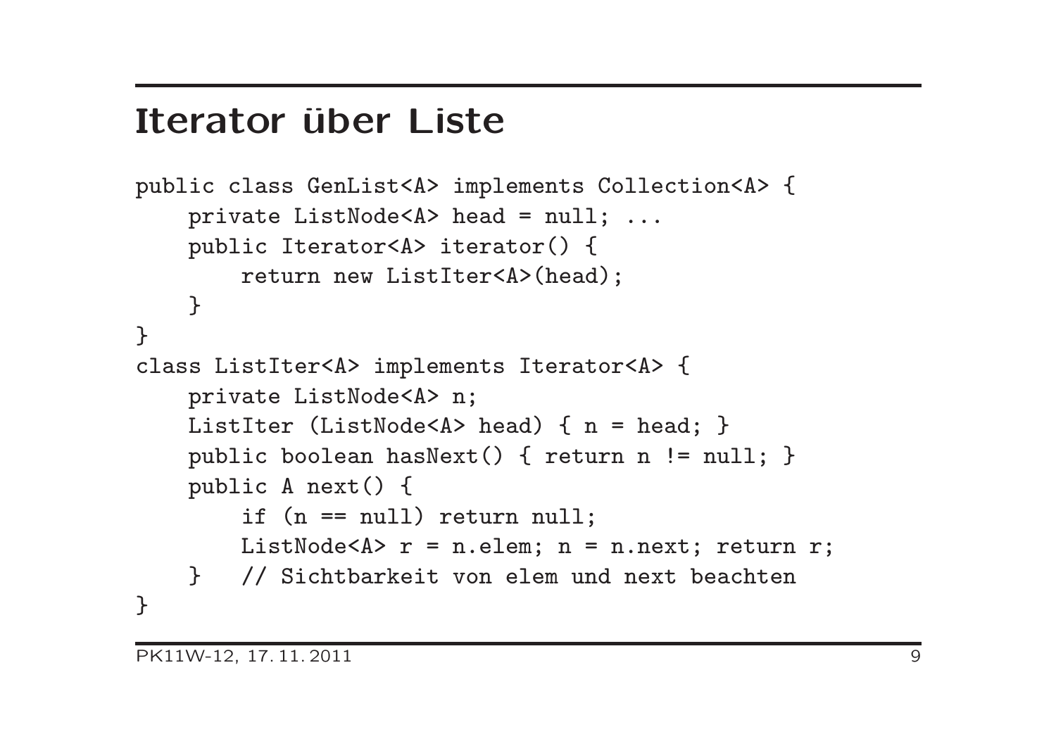# Iterator über Liste

```
public class GenList<A> implements Collection<A> {
    private ListNode<A> head = null; ...
    public Iterator<A> iterator() {
        return new ListIter<A>(head);
    }
}
class ListIter<A> implements Iterator<A> {
    private ListNode<A> n;
    ListIter (ListNode<A> head) { n = head; }
    public boolean hasNext() { return n != null; }
    public A next() {
        if (n == null) return null;
        ListNode<A> r = n.elem; n = n.next; return r;
    }   // Sichtbarkeit von elem und next beachten
}
```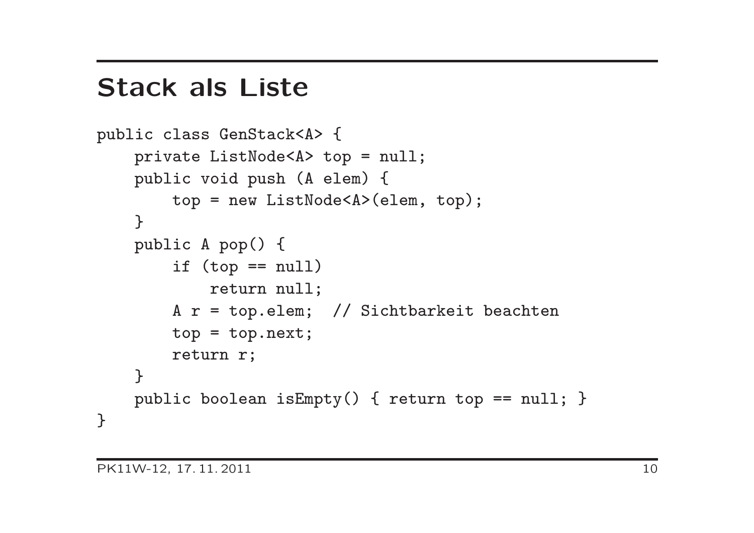# Stack als Liste

```
public class GenStack<A> {
    private ListNode<A> top = null;
    public void push (A elem) {
        top = new ListNode<A>(elem, top);
    }
    public A pop() {
        if (top == null)
            return null;
        A r = top.elem;  // Sichtbarkeit beachten
        top = top.next;
        return r;
    }
    public boolean isEmpty() { return top == null; }
}
```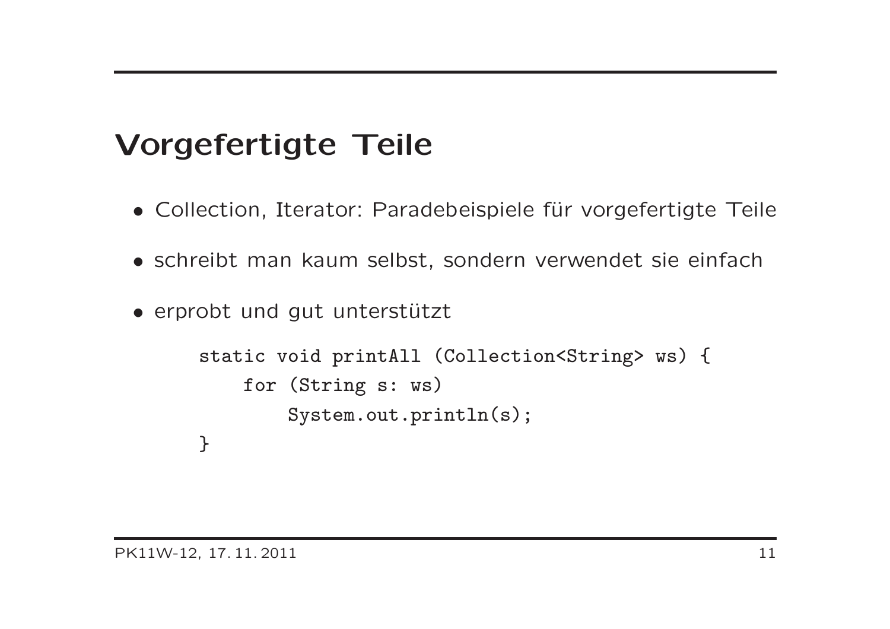# Vorgefertigte Teile

- Collection, Iterator: Paradebeispiele für vorgefertigte Teile
- schreibt man kaum selbst, sondern verwendet sie einfach
- erprobt und gut unterstützt

```
static void printAll (Collection<String> ws) {
    for (String s: ws)
        System.out.println(s);
}
```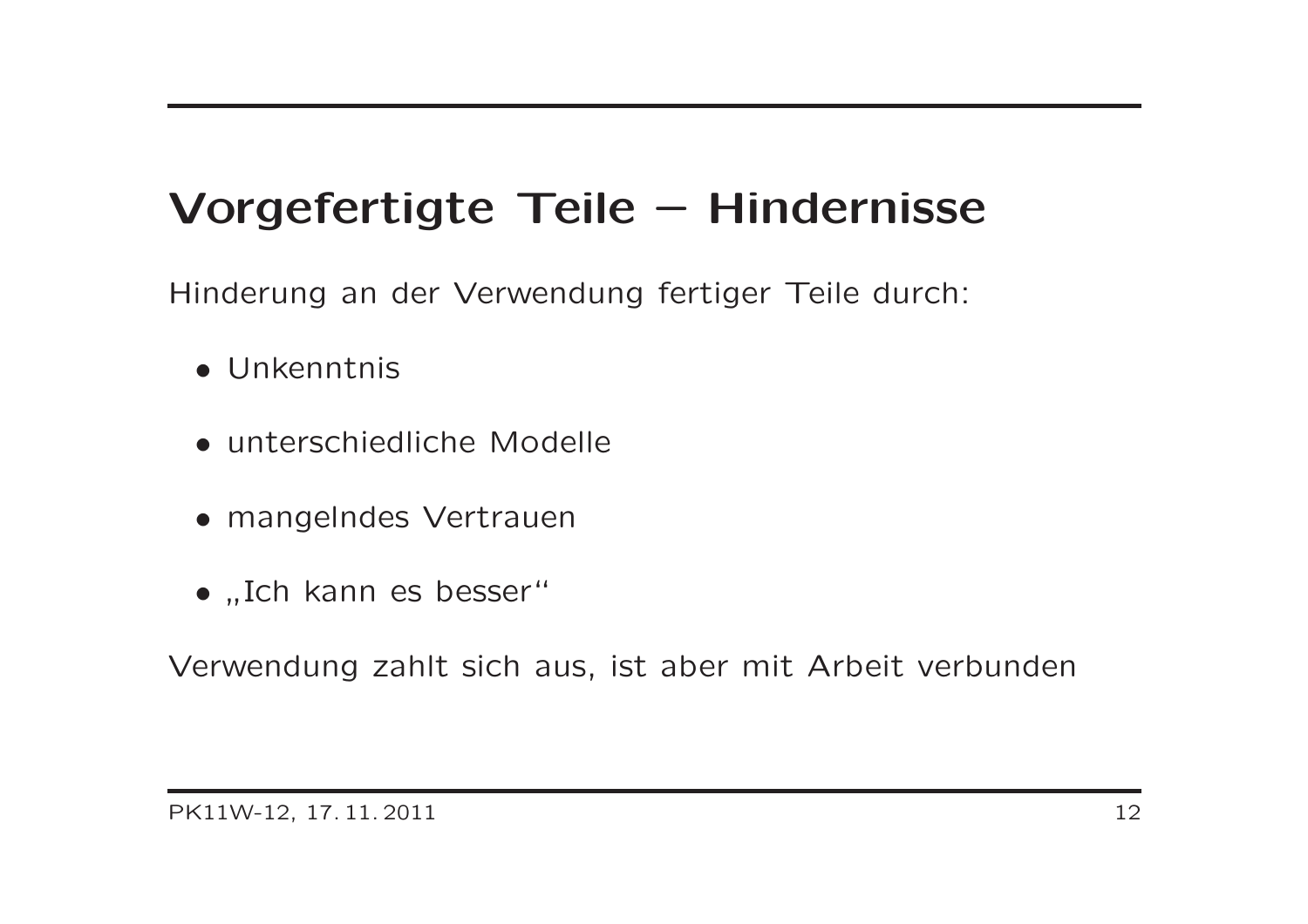# Vorgefertigte Teile – Hindernisse

Hinderung an der Verwendung fertiger Teile durch:

- Unkenntnis
- unterschiedliche Modelle
- mangelndes Vertrauen
- „Ich kann es besser“

Verwendung zahlt sich aus, ist aber mit Arbeit verbunden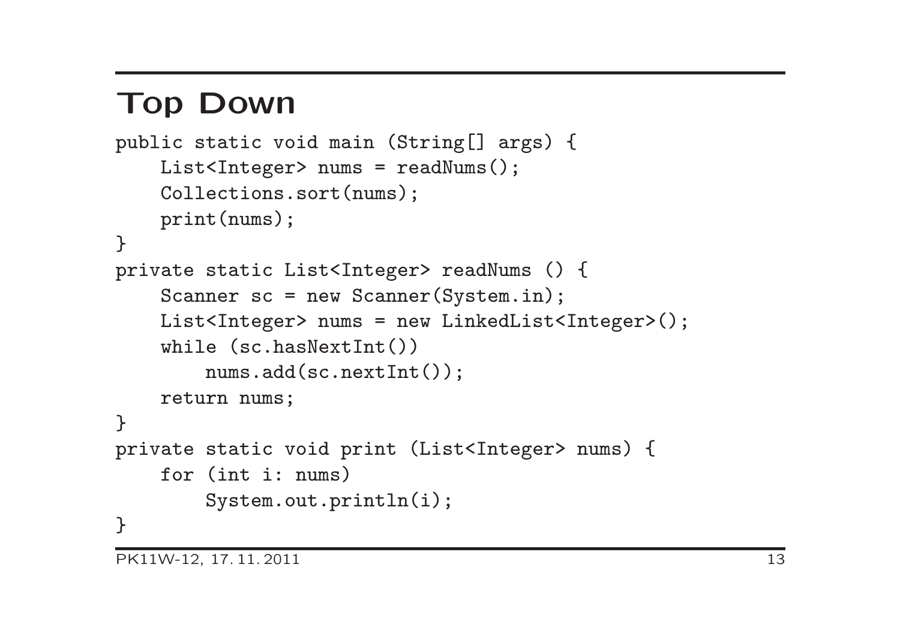# Top Down

```
public static void main (String[] args) {
    List<Integer> nums = readNums();
    Collections.sort(nums);
    print(nums);
}
private static List<Integer> readNums () {
    Scanner sc = new Scanner(System.in);
    List<Integer> nums = new LinkedList<Integer>();
    while (sc.hasNextInt())
        nums.add(sc.nextInt());
    return nums;
}
private static void print (List<Integer> nums) {
    for (int i: nums)
        System.out.println(i);
}
```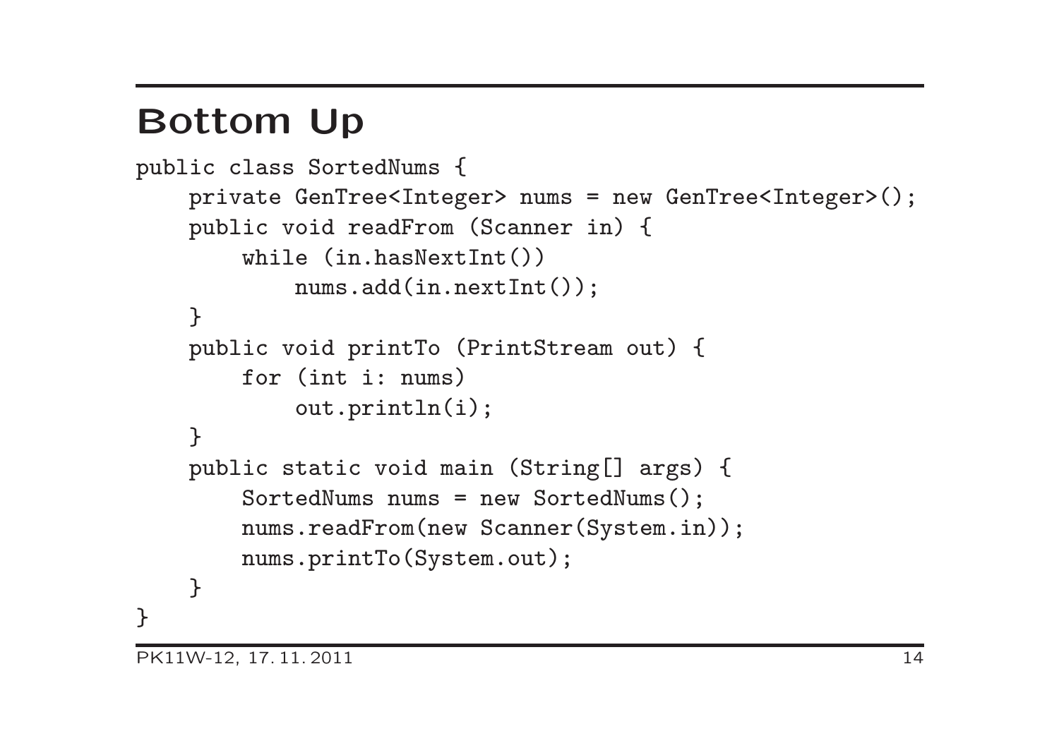# Bottom Up

```
public class SortedNums {
    private GenTree<Integer> nums = new GenTree<Integer>();
    public void readFrom (Scanner in) {
        while (in.hasNextInt())
            nums.add(in.nextInt());
    }
    public void printTo (PrintStream out) {
        for (int i: nums)
            out.println(i);
    }
    public static void main (String[] args) {
        SortedNums nums = new SortedNums();
        nums.readFrom(new Scanner(System.in));
        nums.printTo(System.out);
    }
}
```